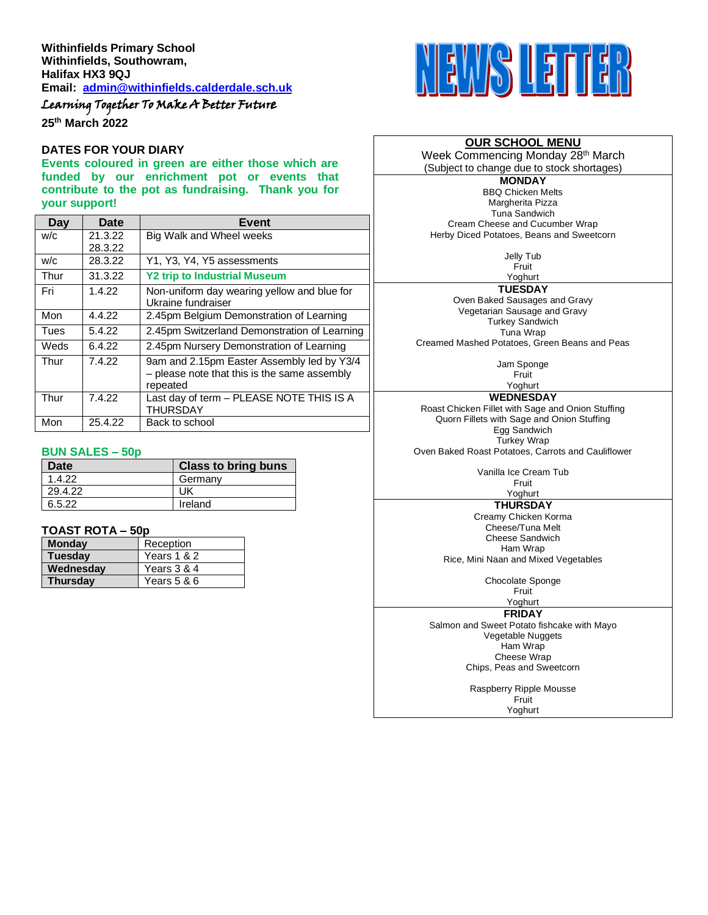**Withinfields Primary School**
**Withinfields, Southowram,**
**Halifax HX3 9QJ**
**Email: [admin@withinfields.calderdale.sch.uk](mailto:admin@withinfields.calderdale.sch.uk)**

*Learning Together To Make A Better Future*

**25th March 2022**

# NEWS LETTER

## DATES FOR YOUR DIARY

**Events coloured in green are either those which are funded by our enrichment pot or events that contribute to the pot as fundraising. Thank you for your support!**

| Day | Date | Event |
|---|---|---|
| w/c | 21.3.22 28.3.22 | Big Walk and Wheel weeks |
| w/c | 28.3.22 | Y1, Y3, Y4, Y5 assessments |
| Thur | 31.3.22 | **Y2 trip to Industrial Museum** |
| Fri | 1.4.22 | Non-uniform day wearing yellow and blue for Ukraine fundraiser |
| Mon | 4.4.22 | 2.45pm Belgium Demonstration of Learning |
| Tues | 5.4.22 | 2.45pm Switzerland Demonstration of Learning |
| Weds | 6.4.22 | 2.45pm Nursery Demonstration of Learning |
| Thur | 7.4.22 | 9am and 2.15pm Easter Assembly led by Y3/4 – please note that this is the same assembly repeated |
| Thur | 7.4.22 | Last day of term – PLEASE NOTE THIS IS A THURSDAY |
| Mon | 25.4.22 | Back to school |

## BUN SALES – 50p

| Date | Class to bring buns |
|---|---|
| 1.4.22 | Germany |
| 29.4.22 | UK |
| 6.5.22 | Ireland |

## TOAST ROTA – 50p

| | |
|---|---|
| **Monday** | Reception |
| **Tuesday** | Years 1 & 2 |
| **Wednesday** | Years 3 & 4 |
| **Thursday** | Years 5 & 6 |

## OUR SCHOOL MENU

Week Commencing Monday 28th March
(Subject to change due to stock shortages)

**MONDAY**

BBQ Chicken Melts
Margherita Pizza
Tuna Sandwich
Cream Cheese and Cucumber Wrap
Herby Diced Potatoes, Beans and Sweetcorn

Jelly Tub
Fruit
Yoghurt

**TUESDAY**

Oven Baked Sausages and Gravy
Vegetarian Sausage and Gravy
Turkey Sandwich
Tuna Wrap
Creamed Mashed Potatoes, Green Beans and Peas

Jam Sponge
Fruit
Yoghurt

**WEDNESDAY**

Roast Chicken Fillet with Sage and Onion Stuffing
Quorn Fillets with Sage and Onion Stuffing
Egg Sandwich
Turkey Wrap
Oven Baked Roast Potatoes, Carrots and Cauliflower

Vanilla Ice Cream Tub
Fruit
Yoghurt

**THURSDAY**

Creamy Chicken Korma
Cheese/Tuna Melt
Cheese Sandwich
Ham Wrap
Rice, Mini Naan and Mixed Vegetables

Chocolate Sponge
Fruit
Yoghurt

**FRIDAY**

Salmon and Sweet Potato fishcake with Mayo
Vegetable Nuggets
Ham Wrap
Cheese Wrap
Chips, Peas and Sweetcorn

Raspberry Ripple Mousse
Fruit
Yoghurt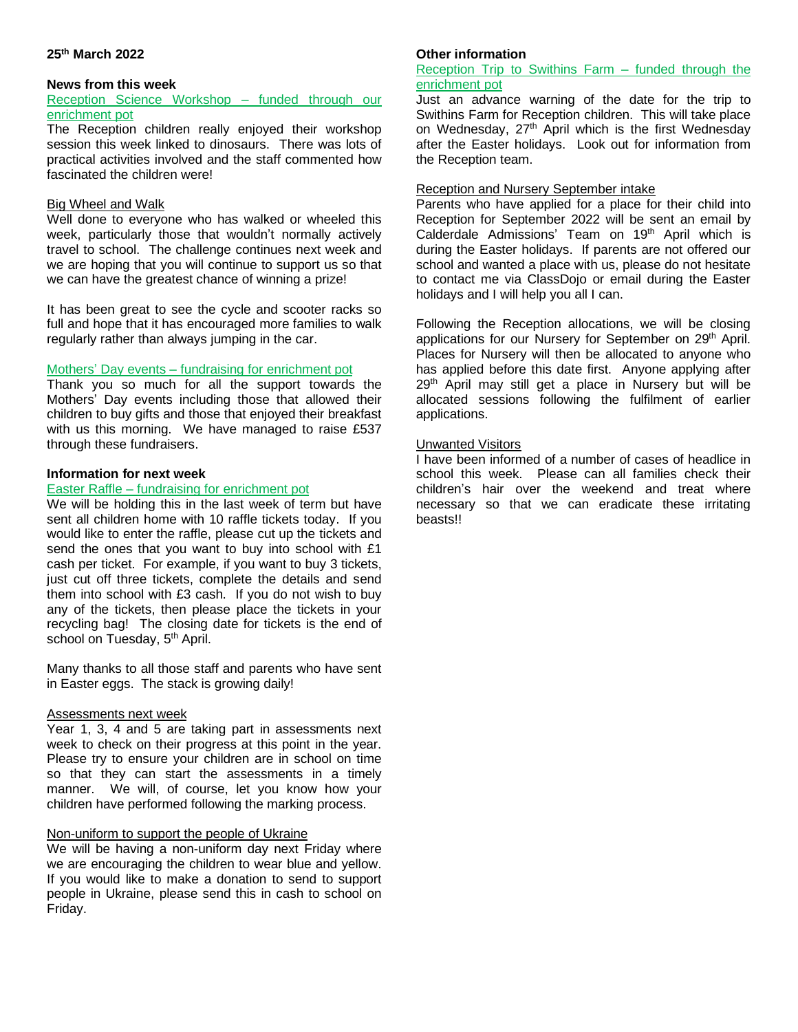**25th March 2022**

## News from this week

### Reception Science Workshop – funded through our enrichment pot

The Reception children really enjoyed their workshop session this week linked to dinosaurs. There was lots of practical activities involved and the staff commented how fascinated the children were!

### Big Wheel and Walk

Well done to everyone who has walked or wheeled this week, particularly those that wouldn't normally actively travel to school. The challenge continues next week and we are hoping that you will continue to support us so that we can have the greatest chance of winning a prize!

It has been great to see the cycle and scooter racks so full and hope that it has encouraged more families to walk regularly rather than always jumping in the car.

### Mothers' Day events – fundraising for enrichment pot

Thank you so much for all the support towards the Mothers' Day events including those that allowed their children to buy gifts and those that enjoyed their breakfast with us this morning. We have managed to raise £537 through these fundraisers.

## Information for next week

### Easter Raffle – fundraising for enrichment pot

We will be holding this in the last week of term but have sent all children home with 10 raffle tickets today. If you would like to enter the raffle, please cut up the tickets and send the ones that you want to buy into school with £1 cash per ticket. For example, if you want to buy 3 tickets, just cut off three tickets, complete the details and send them into school with £3 cash. If you do not wish to buy any of the tickets, then please place the tickets in your recycling bag! The closing date for tickets is the end of school on Tuesday, 5th April.

Many thanks to all those staff and parents who have sent in Easter eggs. The stack is growing daily!

### Assessments next week

Year 1, 3, 4 and 5 are taking part in assessments next week to check on their progress at this point in the year. Please try to ensure your children are in school on time so that they can start the assessments in a timely manner. We will, of course, let you know how your children have performed following the marking process.

### Non-uniform to support the people of Ukraine

We will be having a non-uniform day next Friday where we are encouraging the children to wear blue and yellow. If you would like to make a donation to send to support people in Ukraine, please send this in cash to school on Friday.

## Other information

### Reception Trip to Swithins Farm – funded through the enrichment pot

Just an advance warning of the date for the trip to Swithins Farm for Reception children. This will take place on Wednesday, 27th April which is the first Wednesday after the Easter holidays. Look out for information from the Reception team.

### Reception and Nursery September intake

Parents who have applied for a place for their child into Reception for September 2022 will be sent an email by Calderdale Admissions' Team on 19th April which is during the Easter holidays. If parents are not offered our school and wanted a place with us, please do not hesitate to contact me via ClassDojo or email during the Easter holidays and I will help you all I can.

Following the Reception allocations, we will be closing applications for our Nursery for September on 29th April. Places for Nursery will then be allocated to anyone who has applied before this date first. Anyone applying after 29th April may still get a place in Nursery but will be allocated sessions following the fulfilment of earlier applications.

### Unwanted Visitors

I have been informed of a number of cases of headlice in school this week. Please can all families check their children's hair over the weekend and treat where necessary so that we can eradicate these irritating beasts!!